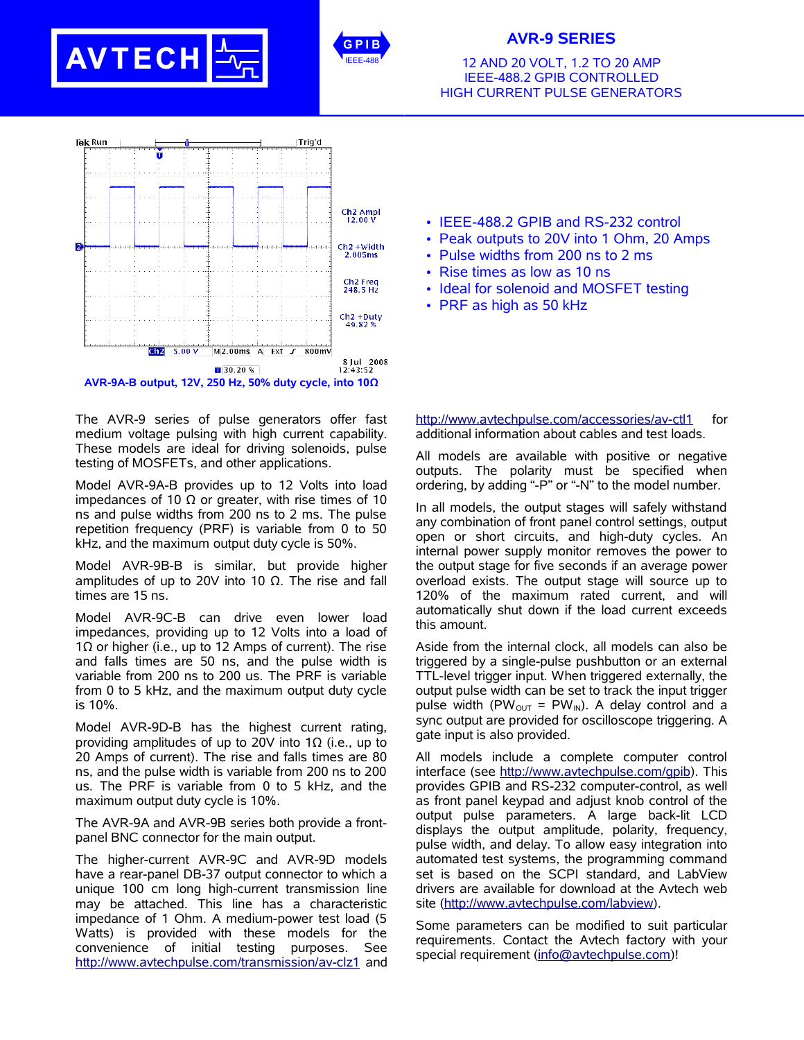# AVR-9 SERIES

## 12 AND 20 VOLT, 1.2 TO 20 AMP IEEE-488.2 GPIB CONTROLLED HIGH CURRENT PULSE GENERATORS

AVR-9A-B output, 12V, 250 Hz, 50% duty cycle, into 10Ω

- IEEE-488.2 GPIB and RS-232 control
- Peak outputs to 20V into 1 Ohm, 20 Amps
- Pulse widths from 200 ns to 2 ms
- Rise times as low as 10 ns
- Ideal for solenoid and MOSFET testing
- PRF as high as 50 kHz

The AVR-9 series of pulse generators offer fast medium voltage pulsing with high current capability. These models are ideal for driving solenoids, pulse testing of MOSFETs, and other applications.

Model AVR-9A-B provides up to 12 Volts into load impedances of 10 Ω or greater, with rise times of 10 ns and pulse widths from 200 ns to 2 ms. The pulse repetition frequency (PRF) is variable from 0 to 50 kHz, and the maximum output duty cycle is 50%.

Model AVR-9B-B is similar, but provide higher amplitudes of up to 20V into 10 Ω. The rise and fall times are 15 ns.

Model AVR-9C-B can drive even lower load impedances, providing up to 12 Volts into a load of 1Ω or higher (i.e., up to 12 Amps of current). The rise and falls times are 50 ns, and the pulse width is variable from 200 ns to 200 us. The PRF is variable from 0 to 5 kHz, and the maximum output duty cycle is 10%.

Model AVR-9D-B has the highest current rating, providing amplitudes of up to 20V into 1Ω (i.e., up to 20 Amps of current). The rise and falls times are 80 ns, and the pulse width is variable from 200 ns to 200 us. The PRF is variable from 0 to 5 kHz, and the maximum output duty cycle is 10%.

The AVR-9A and AVR-9B series both provide a front-panel BNC connector for the main output.

The higher-current AVR-9C and AVR-9D models have a rear-panel DB-37 output connector to which a unique 100 cm long high-current transmission line may be attached. This line has a characteristic impedance of 1 Ohm. A medium-power test load (5 Watts) is provided with these models for the convenience of initial testing purposes. See http://www.avtechpulse.com/transmission/av-clz1 and http://www.avtechpulse.com/accessories/av-ctl1 for additional information about cables and test loads.

All models are available with positive or negative outputs. The polarity must be specified when ordering, by adding "-P" or "-N" to the model number.

In all models, the output stages will safely withstand any combination of front panel control settings, output open or short circuits, and high-duty cycles. An internal power supply monitor removes the power to the output stage for five seconds if an average power overload exists. The output stage will source up to 120% of the maximum rated current, and will automatically shut down if the load current exceeds this amount.

Aside from the internal clock, all models can also be triggered by a single-pulse pushbutton or an external TTL-level trigger input. When triggered externally, the output pulse width can be set to track the input trigger pulse width ($PW_{OUT} = PW_{IN}$). A delay control and a sync output are provided for oscilloscope triggering. A gate input is also provided.

All models include a complete computer control interface (see http://www.avtechpulse.com/gpib). This provides GPIB and RS-232 computer-control, as well as front panel keypad and adjust knob control of the output pulse parameters. A large back-lit LCD displays the output amplitude, polarity, frequency, pulse width, and delay. To allow easy integration into automated test systems, the programming command set is based on the SCPI standard, and LabView drivers are available for download at the Avtech web site (http://www.avtechpulse.com/labview).

Some parameters can be modified to suit particular requirements. Contact the Avtech factory with your special requirement (info@avtechpulse.com)!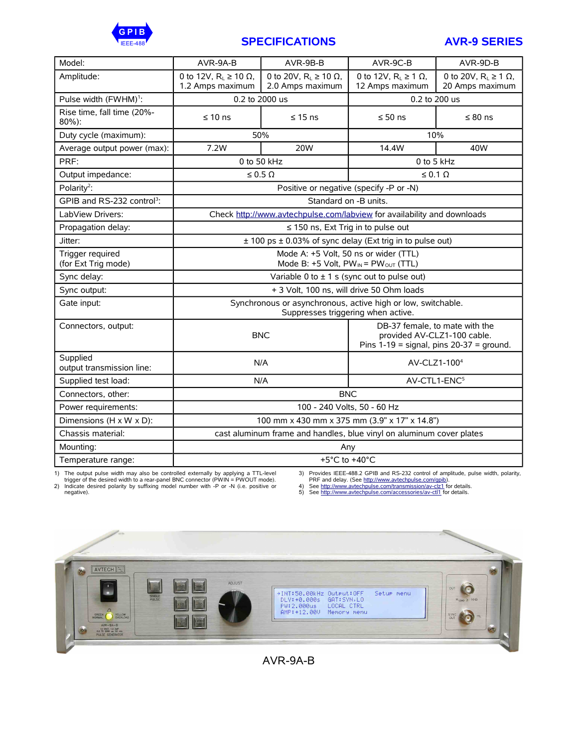# SPECIFICATIONS

# AVR-9 SERIES

| Model: | AVR-9A-B | AVR-9B-B | AVR-9C-B | AVR-9D-B |
|---|---|---|---|---|
| Amplitude: | 0 to 12V, $R_L \geq 10\ \Omega$, 1.2 Amps maximum | 0 to 20V, $R_L \geq 10\ \Omega$, 2.0 Amps maximum | 0 to 12V, $R_L \geq 1\ \Omega$, 12 Amps maximum | 0 to 20V, $R_L \geq 1\ \Omega$, 20 Amps maximum |
| Pulse width (FWHM)[1]: | 0.2 to 2000 us | | 0.2 to 200 us | |
| Rise time, fall time (20%-80%): | ≤ 10 ns | ≤ 15 ns | ≤ 50 ns | ≤ 80 ns |
| Duty cycle (maximum): | 50% | | 10% | |
| Average output power (max): | 7.2W | 20W | 14.4W | 40W |
| PRF: | 0 to 50 kHz | | 0 to 5 kHz | |
| Output impedance: | ≤ 0.5 Ω | | ≤ 0.1 Ω | |
| Polarity[2]: | Positive or negative (specify -P or -N) | | | |
| GPIB and RS-232 control[3]: | Standard on -B units. | | | |
| LabView Drivers: | Check http://www.avtechpulse.com/labview for availability and downloads | | | |
| Propagation delay: | ≤ 150 ns, Ext Trig in to pulse out | | | |
| Jitter: | ± 100 ps ± 0.03% of sync delay (Ext trig in to pulse out) | | | |
| Trigger required (for Ext Trig mode) | Mode A: +5 Volt, 50 ns or wider (TTL) Mode B: +5 Volt, $PW_{IN} = PW_{OUT}$ (TTL) | | | |
| Sync delay: | Variable 0 to ± 1 s (sync out to pulse out) | | | |
| Sync output: | + 3 Volt, 100 ns, will drive 50 Ohm loads | | | |
| Gate input: | Synchronous or asynchronous, active high or low, switchable. Suppresses triggering when active. | | | |
| Connectors, output: | BNC | | DB-37 female, to mate with the provided AV-CLZ1-100 cable. Pins 1-19 = signal, pins 20-37 = ground. | |
| Supplied output transmission line: | N/A | | AV-CLZ1-100[4] | |
| Supplied test load: | N/A | | AV-CTL1-ENC[5] | |
| Connectors, other: | BNC | | | |
| Power requirements: | 100 - 240 Volts, 50 - 60 Hz | | | |
| Dimensions (H x W x D): | 100 mm x 430 mm x 375 mm (3.9" x 17" x 14.8") | | | |
| Chassis material: | cast aluminum frame and handles, blue vinyl on aluminum cover plates | | | |
| Mounting: | Any | | | |
| Temperature range: | +5°C to +40°C | | | |

1) The output pulse width may also be controlled externally by applying a TTL-level trigger of the desired width to a rear-panel BNC connector (PWIN = PWOUT mode).
2) Indicate desired polarity by suffixing model number with -P or -N (i.e. positive or negative).
3) Provides IEEE-488.2 GPIB and RS-232 control of amplitude, pulse width, polarity, PRF and delay. (See http://www.avtechpulse.com/gpib).
4) See http://www.avtechpulse.com/transmission/av-clz1 for details.
5) See http://www.avtechpulse.com/accessories/av-ctl1 for details.

AVR-9A-B